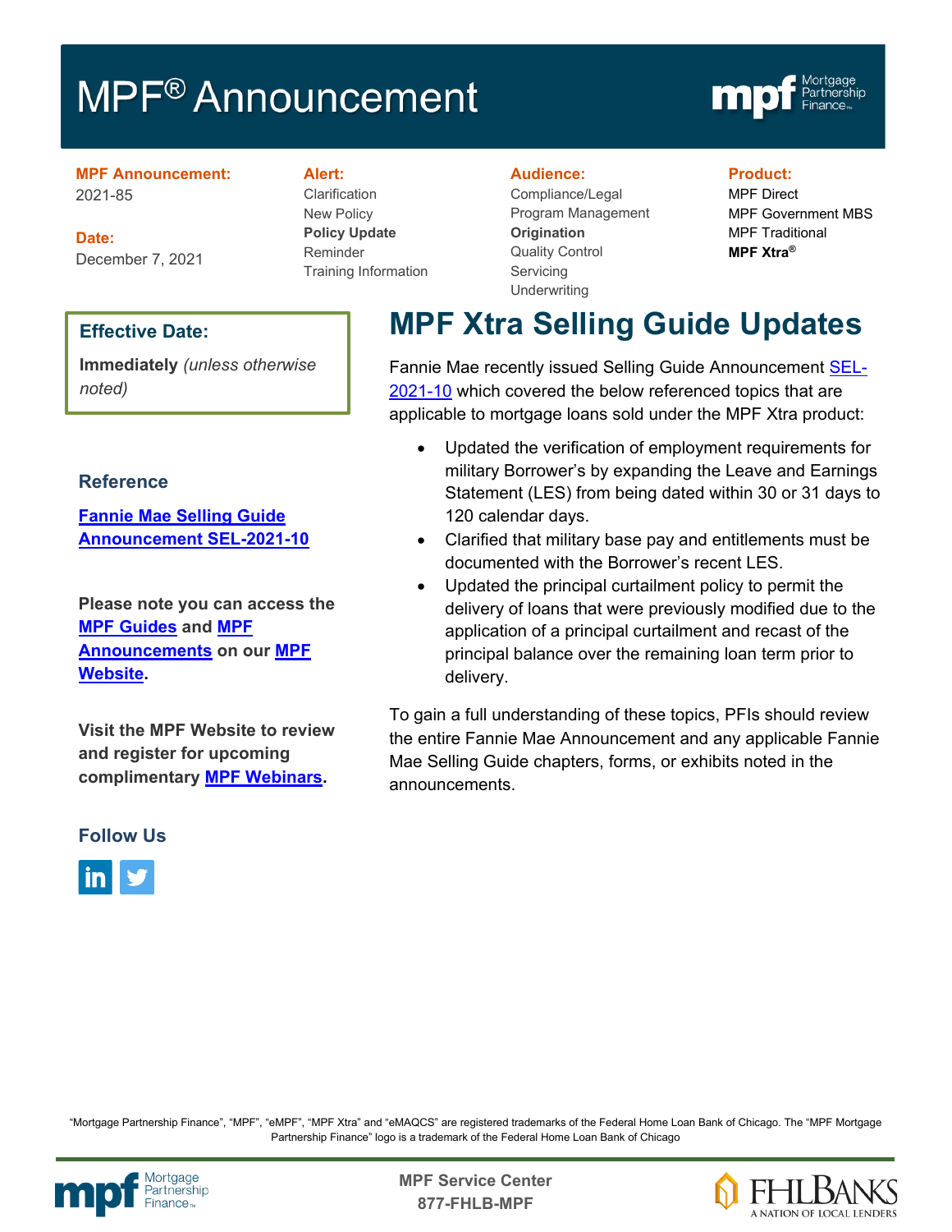# MPF® Announcement

**MPF Announcement:**
2021-85

**Date:**
December 7, 2021

**Alert:**
Clarification
New Policy
**Policy Update**
Reminder
Training Information

**Audience:**
Compliance/Legal
Program Management
**Origination**
Quality Control
Servicing
Underwriting

**Product:**
MPF Direct
MPF Government MBS
MPF Traditional
**MPF Xtra®**

### Effective Date:

**Immediately** *(unless otherwise noted)*

### Reference

**Fannie Mae Selling Guide Announcement SEL-2021-10**

**Please note you can access the MPF Guides and MPF Announcements on our MPF Website.**

**Visit the MPF Website to review and register for upcoming complimentary MPF Webinars.**

### Follow Us

## MPF Xtra Selling Guide Updates

Fannie Mae recently issued Selling Guide Announcement SEL-2021-10 which covered the below referenced topics that are applicable to mortgage loans sold under the MPF Xtra product:

- Updated the verification of employment requirements for military Borrower's by expanding the Leave and Earnings Statement (LES) from being dated within 30 or 31 days to 120 calendar days.
- Clarified that military base pay and entitlements must be documented with the Borrower's recent LES.
- Updated the principal curtailment policy to permit the delivery of loans that were previously modified due to the application of a principal curtailment and recast of the principal balance over the remaining loan term prior to delivery.

To gain a full understanding of these topics, PFIs should review the entire Fannie Mae Announcement and any applicable Fannie Mae Selling Guide chapters, forms, or exhibits noted in the announcements.

"Mortgage Partnership Finance", "MPF", "eMPF", "MPF Xtra" and "eMAQCS" are registered trademarks of the Federal Home Loan Bank of Chicago. The "MPF Mortgage Partnership Finance" logo is a trademark of the Federal Home Loan Bank of Chicago

**MPF Service Center**
**877-FHLB-MPF**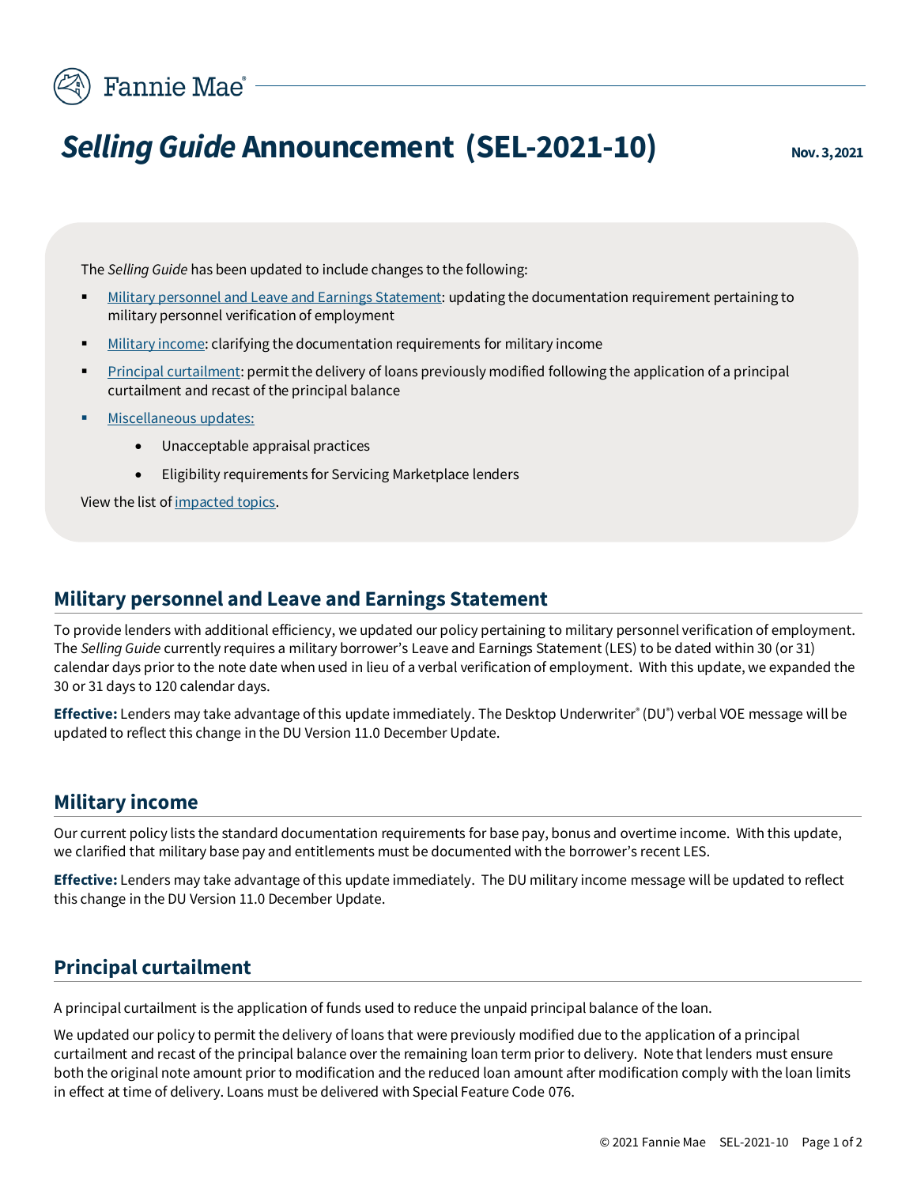# *Selling Guide* Announcement (SEL-2021-10)

**Nov. 3, 2021**

The *Selling Guide* has been updated to include changes to the following:

- Military personnel and Leave and Earnings Statement: updating the documentation requirement pertaining to military personnel verification of employment
- Military income: clarifying the documentation requirements for military income
- Principal curtailment: permit the delivery of loans previously modified following the application of a principal curtailment and recast of the principal balance
- Miscellaneous updates:
  - Unacceptable appraisal practices
  - Eligibility requirements for Servicing Marketplace lenders

View the list of impacted topics.

## Military personnel and Leave and Earnings Statement

To provide lenders with additional efficiency, we updated our policy pertaining to military personnel verification of employment. The *Selling Guide* currently requires a military borrower's Leave and Earnings Statement (LES) to be dated within 30 (or 31) calendar days prior to the note date when used in lieu of a verbal verification of employment. With this update, we expanded the 30 or 31 days to 120 calendar days.

**Effective:** Lenders may take advantage of this update immediately. The Desktop Underwriter® (DU®) verbal VOE message will be updated to reflect this change in the DU Version 11.0 December Update.

## Military income

Our current policy lists the standard documentation requirements for base pay, bonus and overtime income. With this update, we clarified that military base pay and entitlements must be documented with the borrower's recent LES.

**Effective:** Lenders may take advantage of this update immediately. The DU military income message will be updated to reflect this change in the DU Version 11.0 December Update.

## Principal curtailment

A principal curtailment is the application of funds used to reduce the unpaid principal balance of the loan.

We updated our policy to permit the delivery of loans that were previously modified due to the application of a principal curtailment and recast of the principal balance over the remaining loan term prior to delivery. Note that lenders must ensure both the original note amount prior to modification and the reduced loan amount after modification comply with the loan limits in effect at time of delivery. Loans must be delivered with Special Feature Code 076.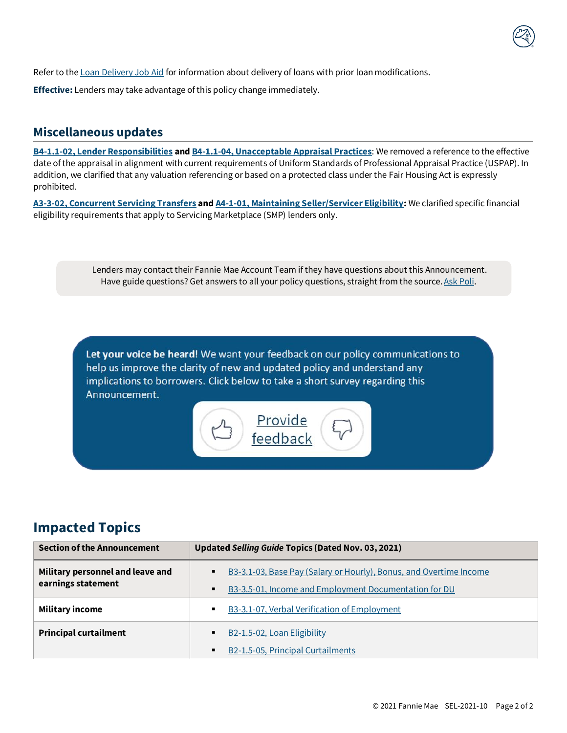Refer to the Loan Delivery Job Aid for information about delivery of loans with prior loan modifications.

**Effective:** Lenders may take advantage of this policy change immediately.

## Miscellaneous updates

**B4-1.1-02, Lender Responsibilities and B4-1.1-04, Unacceptable Appraisal Practices**: We removed a reference to the effective date of the appraisal in alignment with current requirements of Uniform Standards of Professional Appraisal Practice (USPAP). In addition, we clarified that any valuation referencing or based on a protected class under the Fair Housing Act is expressly prohibited.

**A3-3-02, Concurrent Servicing Transfers and A4-1-01, Maintaining Seller/Servicer Eligibility:** We clarified specific financial eligibility requirements that apply to Servicing Marketplace (SMP) lenders only.

Lenders may contact their Fannie Mae Account Team if they have questions about this Announcement.
Have guide questions? Get answers to all your policy questions, straight from the source. Ask Poli.

**Let your voice be heard!** We want your feedback on our policy communications to help us improve the clarity of new and updated policy and understand any implications to borrowers. Click below to take a short survey regarding this Announcement.

Provide feedback

## Impacted Topics

| Section of the Announcement | Updated *Selling Guide* Topics (Dated Nov. 03, 2021) |
|---|---|
| **Military personnel and leave and earnings statement** | ▪ B3-3.1-03, Base Pay (Salary or Hourly), Bonus, and Overtime Income<br>▪ B3-3.5-01, Income and Employment Documentation for DU |
| **Military income** | ▪ B3-3.1-07, Verbal Verification of Employment |
| **Principal curtailment** | ▪ B2-1.5-02, Loan Eligibility<br>▪ B2-1.5-05, Principal Curtailments |